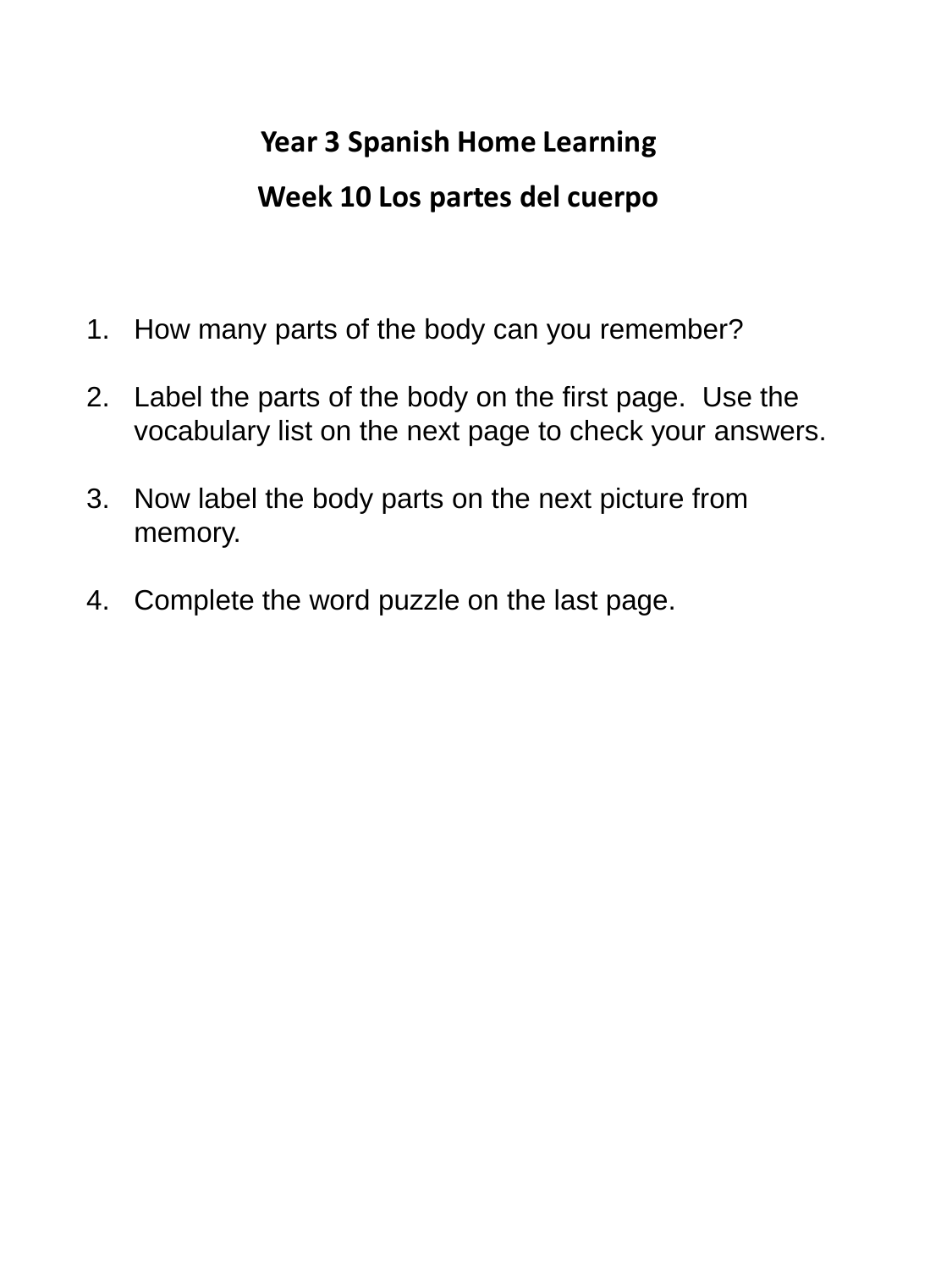# Year 3 Spanish Home Learning

## Week 10 Los partes del cuerpo

1. How many parts of the body can you remember?

2. Label the parts of the body on the first page. Use the vocabulary list on the next page to check your answers.

3. Now label the body parts on the next picture from memory.

4. Complete the word puzzle on the last page.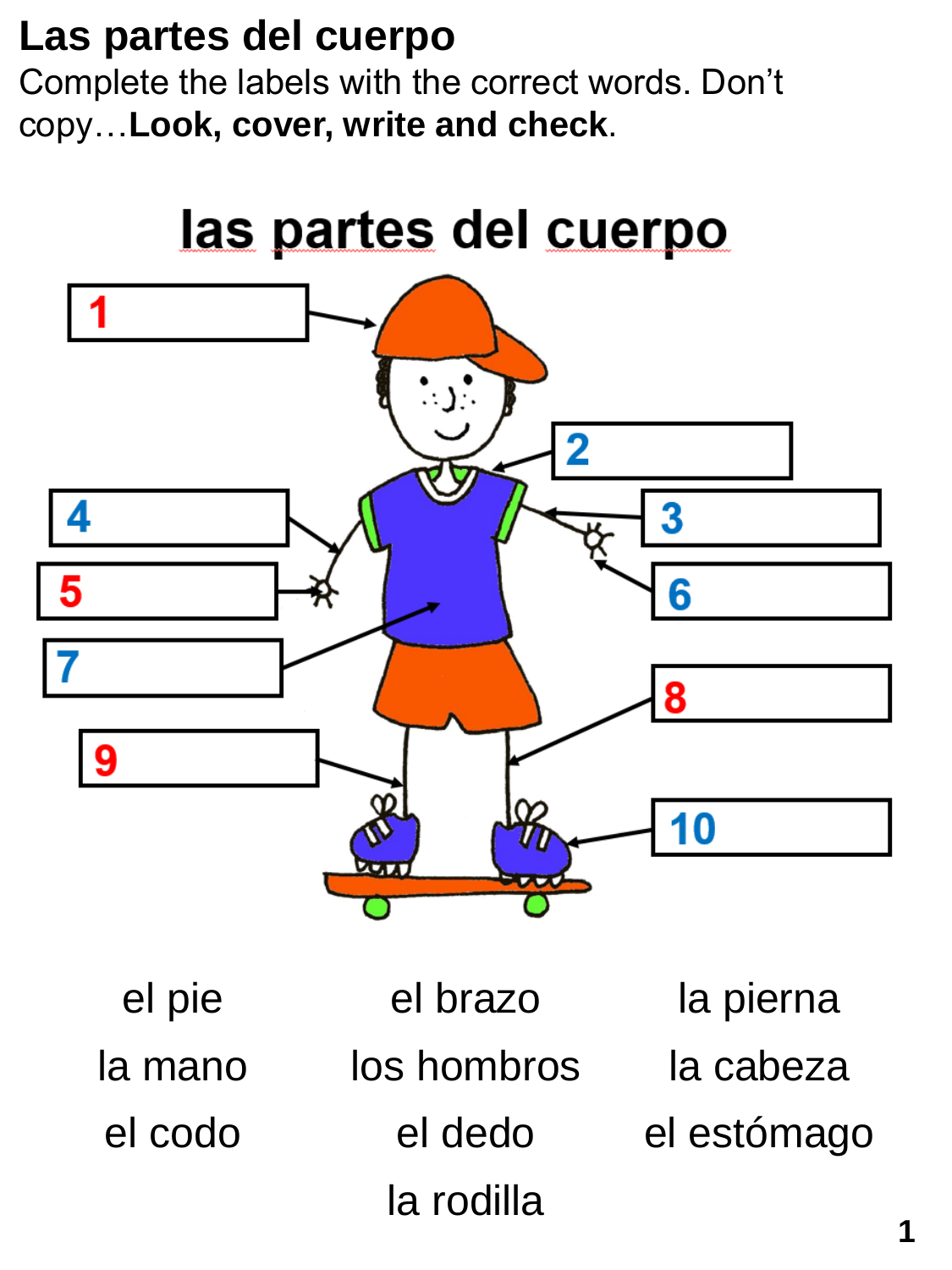# Las partes del cuerpo

Complete the labels with the correct words. Don't copy…**Look, cover, write and check**.

## las partes del cuerpo

1
2
3
4
5
6
7
8
9
10

| | | |
|---|---|---|
| el pie | el brazo | la pierna |
| la mano | los hombros | la cabeza |
| el codo | el dedo | el estómago |
| | la rodilla | |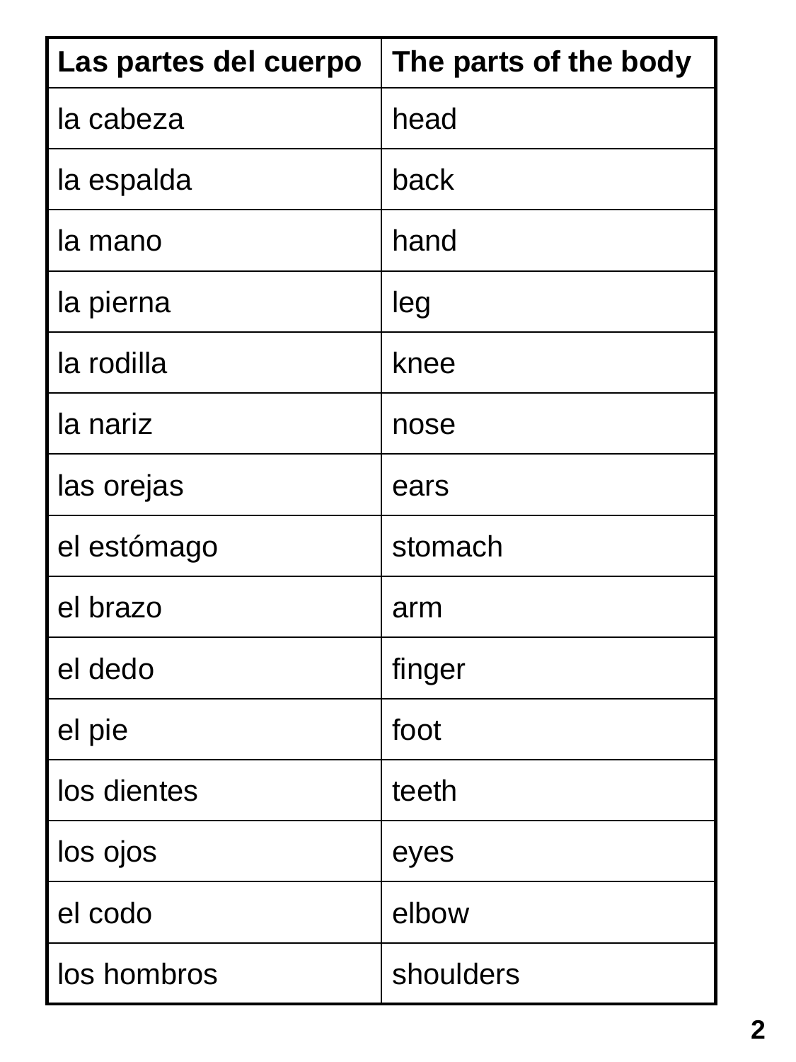| Las partes del cuerpo | The parts of the body |
| --- | --- |
| la cabeza | head |
| la espalda | back |
| la mano | hand |
| la pierna | leg |
| la rodilla | knee |
| la nariz | nose |
| las orejas | ears |
| el estómago | stomach |
| el brazo | arm |
| el dedo | finger |
| el pie | foot |
| los dientes | teeth |
| los ojos | eyes |
| el codo | elbow |
| los hombros | shoulders |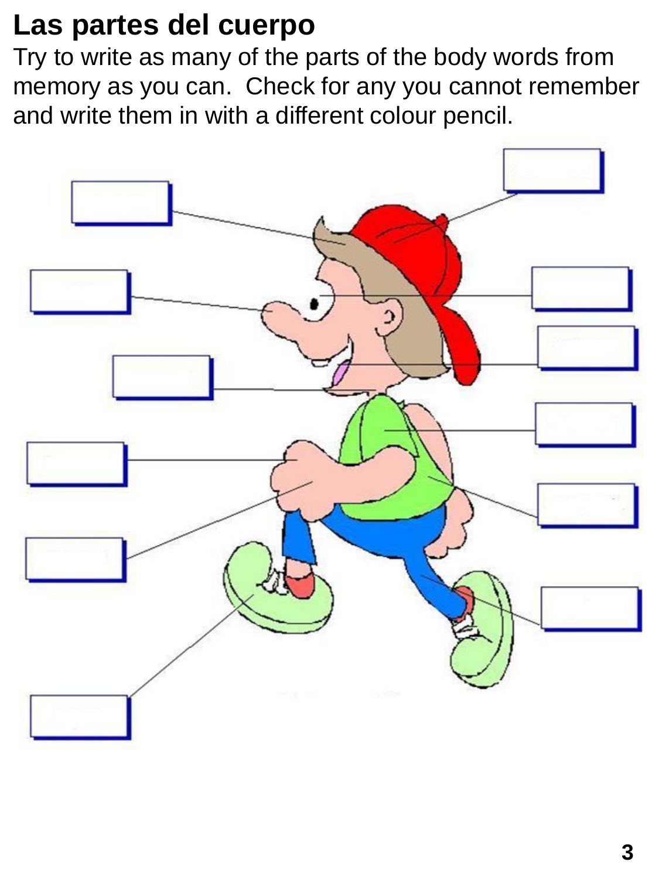## Las partes del cuerpo

Try to write as many of the parts of the body words from memory as you can. Check for any you cannot remember and write them in with a different colour pencil.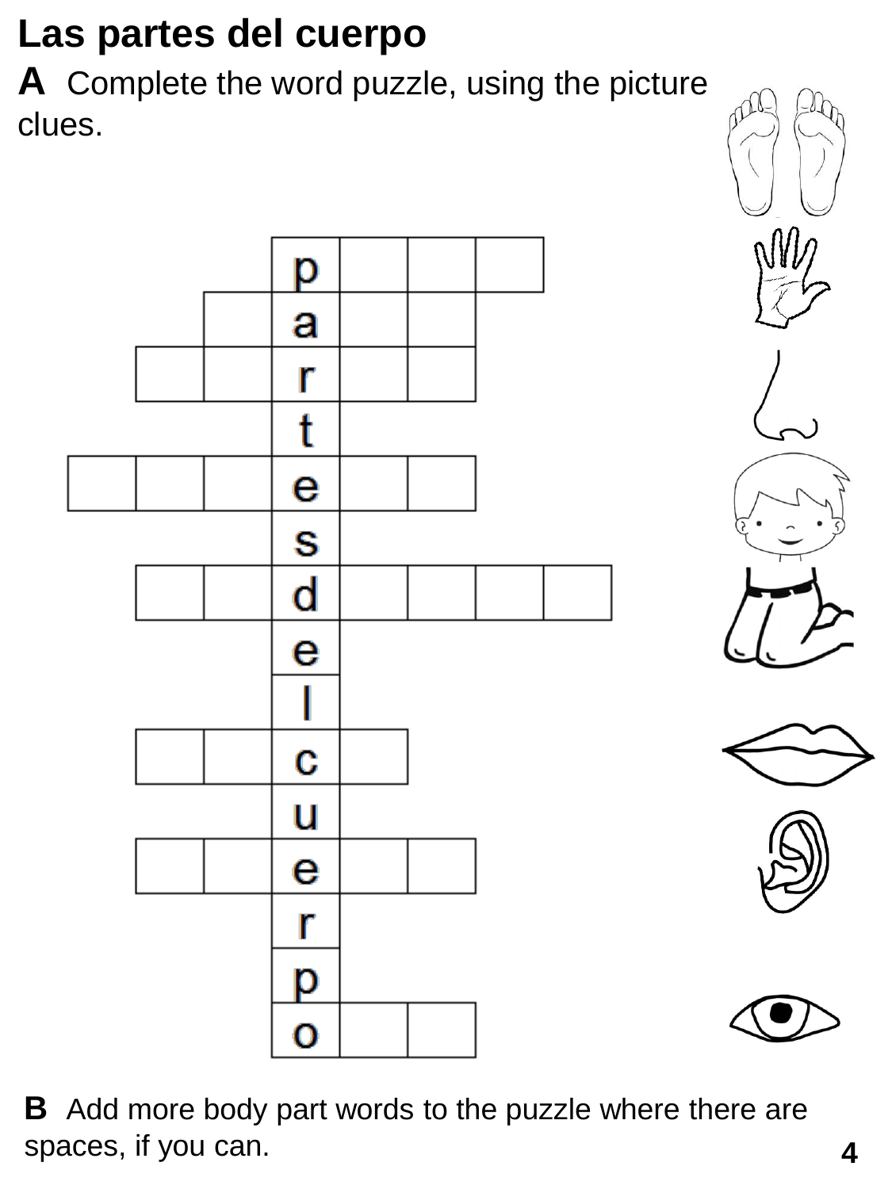# Las partes del cuerpo

**A** Complete the word puzzle, using the picture clues.

p
a
r
t
e
s
d
e
l
c
u
e
r
p
o

**B** Add more body part words to the puzzle where there are spaces, if you can.